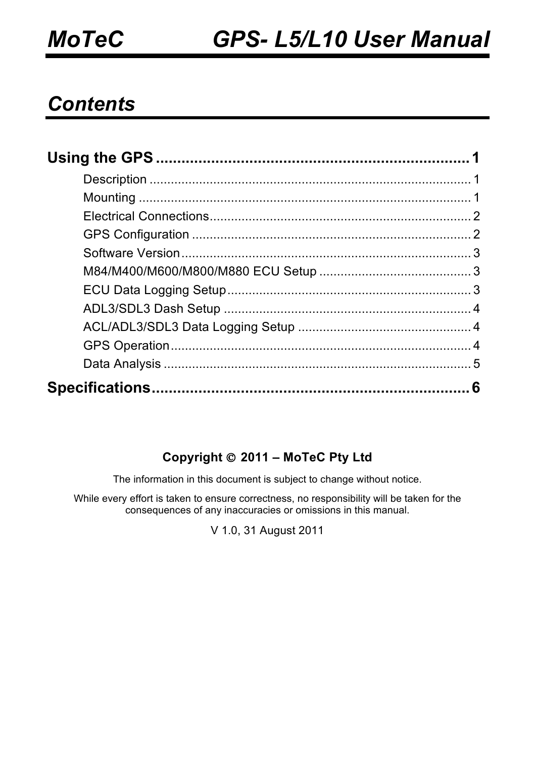# MoTeC GPS- L5/L10 User Manual

## Contents

**Using the GPS** ........................................................................ 1

- Description ........................................................................ 1
- Mounting ........................................................................ 1
- Electrical Connections ........................................................................ 2
- GPS Configuration ........................................................................ 2
- Software Version ........................................................................ 3
- M84/M400/M600/M800/M880 ECU Setup ........................................................................ 3
- ECU Data Logging Setup ........................................................................ 3
- ADL3/SDL3 Dash Setup ........................................................................ 4
- ACL/ADL3/SDL3 Data Logging Setup ........................................................................ 4
- GPS Operation ........................................................................ 4
- Data Analysis ........................................................................ 5

**Specifications** ........................................................................ 6

**Copyright © 2011 – MoTeC Pty Ltd**

The information in this document is subject to change without notice.

While every effort is taken to ensure correctness, no responsibility will be taken for the consequences of any inaccuracies or omissions in this manual.

V 1.0, 31 August 2011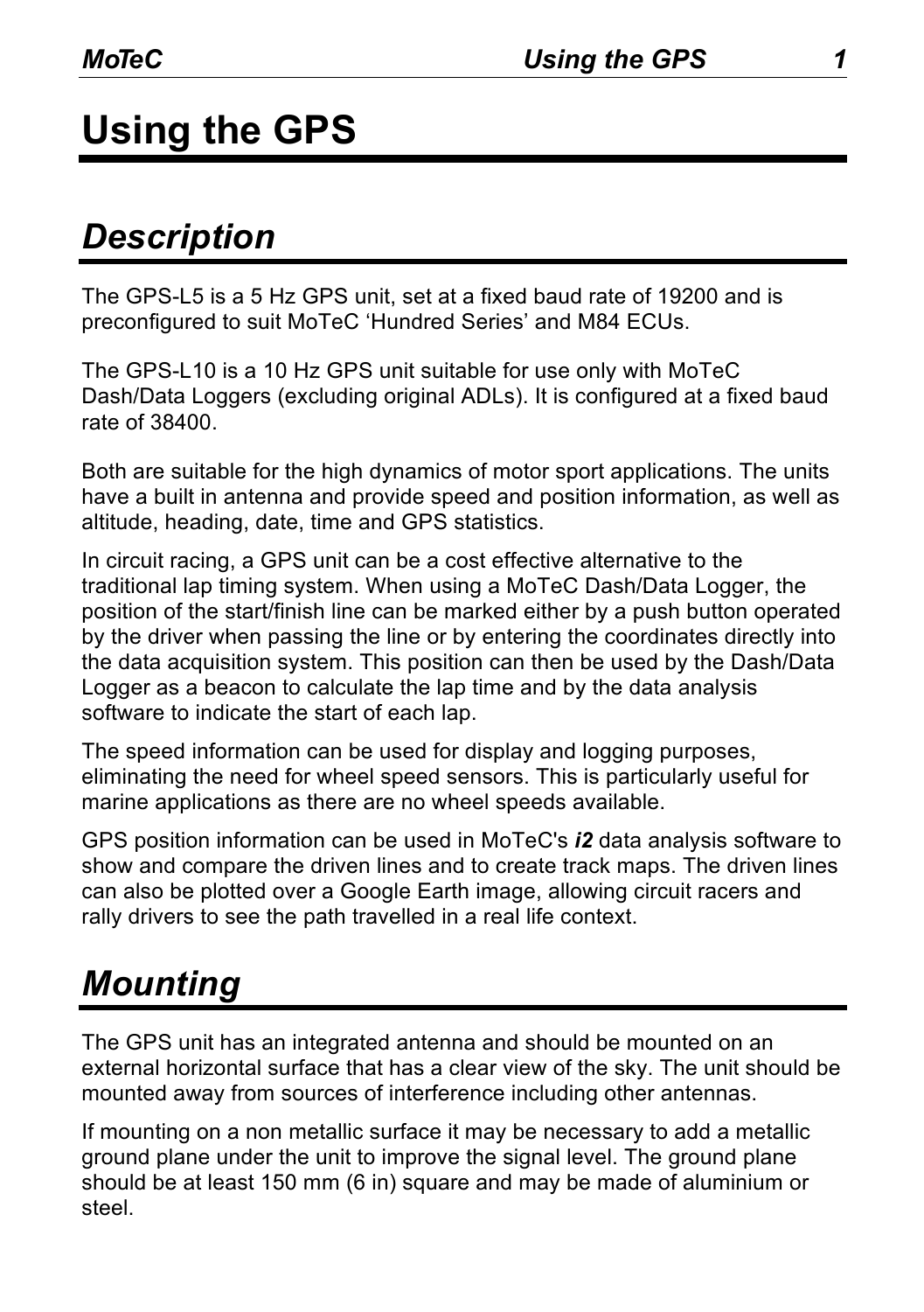# Using the GPS

## *Description*

The GPS-L5 is a 5 Hz GPS unit, set at a fixed baud rate of 19200 and is preconfigured to suit MoTeC 'Hundred Series' and M84 ECUs.

The GPS-L10 is a 10 Hz GPS unit suitable for use only with MoTeC Dash/Data Loggers (excluding original ADLs). It is configured at a fixed baud rate of 38400.

Both are suitable for the high dynamics of motor sport applications. The units have a built in antenna and provide speed and position information, as well as altitude, heading, date, time and GPS statistics.

In circuit racing, a GPS unit can be a cost effective alternative to the traditional lap timing system. When using a MoTeC Dash/Data Logger, the position of the start/finish line can be marked either by a push button operated by the driver when passing the line or by entering the coordinates directly into the data acquisition system. This position can then be used by the Dash/Data Logger as a beacon to calculate the lap time and by the data analysis software to indicate the start of each lap.

The speed information can be used for display and logging purposes, eliminating the need for wheel speed sensors. This is particularly useful for marine applications as there are no wheel speeds available.

GPS position information can be used in MoTeC's ***i2*** data analysis software to show and compare the driven lines and to create track maps. The driven lines can also be plotted over a Google Earth image, allowing circuit racers and rally drivers to see the path travelled in a real life context.

## *Mounting*

The GPS unit has an integrated antenna and should be mounted on an external horizontal surface that has a clear view of the sky. The unit should be mounted away from sources of interference including other antennas.

If mounting on a non metallic surface it may be necessary to add a metallic ground plane under the unit to improve the signal level. The ground plane should be at least 150 mm (6 in) square and may be made of aluminium or steel.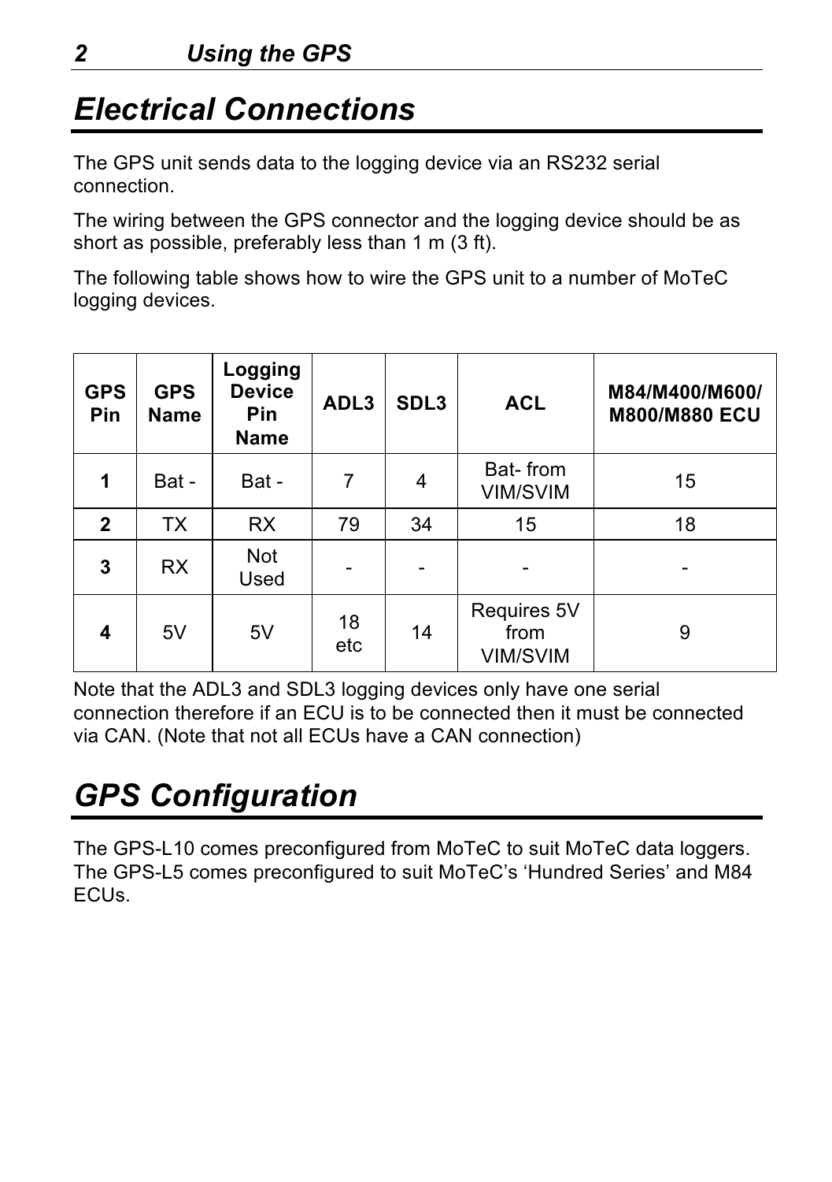# Electrical Connections

The GPS unit sends data to the logging device via an RS232 serial connection.

The wiring between the GPS connector and the logging device should be as short as possible, preferably less than 1 m (3 ft).

The following table shows how to wire the GPS unit to a number of MoTeC logging devices.

| GPS Pin | GPS Name | Logging Device Pin Name | ADL3 | SDL3 | ACL | M84/M400/M600/ M800/M880 ECU |
|---|---|---|---|---|---|---|
| **1** | Bat - | Bat - | 7 | 4 | Bat- from VIM/SVIM | 15 |
| **2** | TX | RX | 79 | 34 | 15 | 18 |
| **3** | RX | Not Used | - | - | - | - |
| **4** | 5V | 5V | 18 etc | 14 | Requires 5V from VIM/SVIM | 9 |

Note that the ADL3 and SDL3 logging devices only have one serial connection therefore if an ECU is to be connected then it must be connected via CAN. (Note that not all ECUs have a CAN connection)

# GPS Configuration

The GPS-L10 comes preconfigured from MoTeC to suit MoTeC data loggers. The GPS-L5 comes preconfigured to suit MoTeC's 'Hundred Series' and M84 ECUs.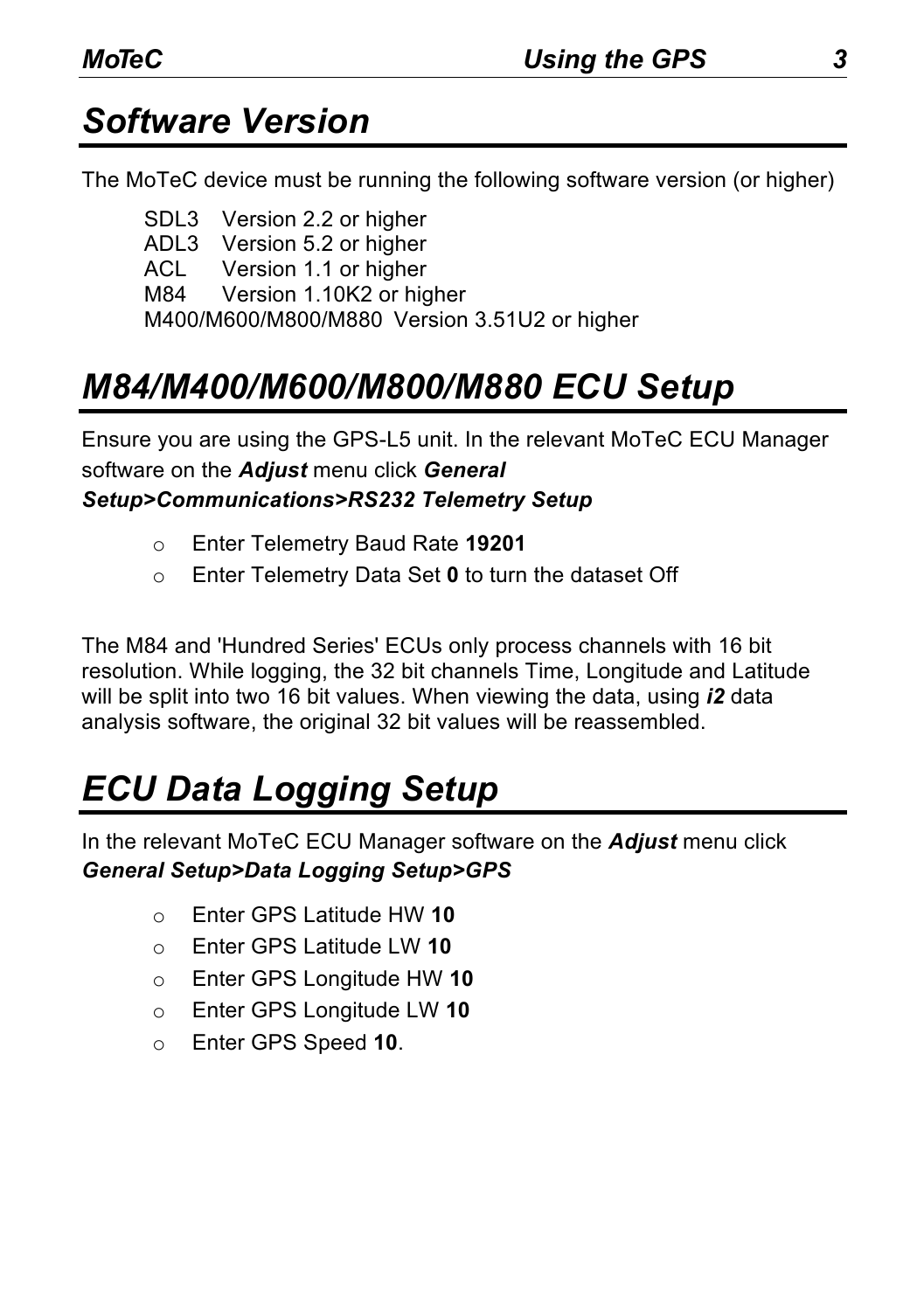# Software Version

The MoTeC device must be running the following software version (or higher)

SDL3 Version 2.2 or higher
ADL3 Version 5.2 or higher
ACL Version 1.1 or higher
M84 Version 1.10K2 or higher
M400/M600/M800/M880 Version 3.51U2 or higher

# M84/M400/M600/M800/M880 ECU Setup

Ensure you are using the GPS-L5 unit. In the relevant MoTeC ECU Manager software on the ***Adjust*** menu click ***General Setup>Communications>RS232 Telemetry Setup***

- Enter Telemetry Baud Rate **19201**
- Enter Telemetry Data Set **0** to turn the dataset Off

The M84 and 'Hundred Series' ECUs only process channels with 16 bit resolution. While logging, the 32 bit channels Time, Longitude and Latitude will be split into two 16 bit values. When viewing the data, using ***i2*** data analysis software, the original 32 bit values will be reassembled.

# ECU Data Logging Setup

In the relevant MoTeC ECU Manager software on the ***Adjust*** menu click ***General Setup>Data Logging Setup>GPS***

- Enter GPS Latitude HW **10**
- Enter GPS Latitude LW **10**
- Enter GPS Longitude HW **10**
- Enter GPS Longitude LW **10**
- Enter GPS Speed **10**.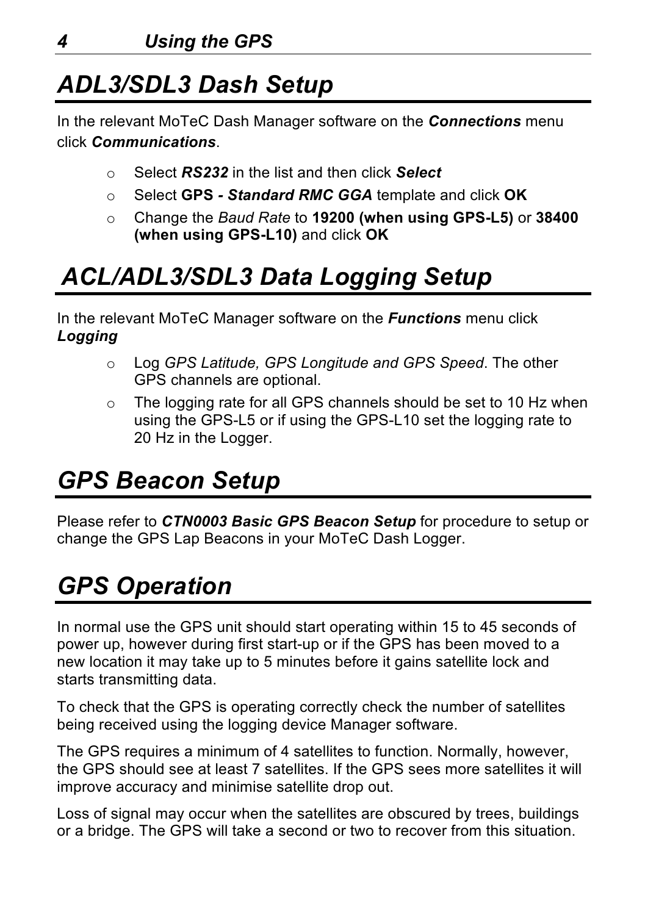# ADL3/SDL3 Dash Setup

In the relevant MoTeC Dash Manager software on the ***Connections*** menu click ***Communications***.

- Select ***RS232*** in the list and then click ***Select***
- Select **GPS *- Standard RMC GGA*** template and click **OK**
- Change the *Baud Rate* to **19200 (when using GPS-L5)** or **38400 (when using GPS-L10)** and click **OK**

# ACL/ADL3/SDL3 Data Logging Setup

In the relevant MoTeC Manager software on the ***Functions*** menu click ***Logging***

- Log *GPS Latitude, GPS Longitude and GPS Speed*. The other GPS channels are optional.
- The logging rate for all GPS channels should be set to 10 Hz when using the GPS-L5 or if using the GPS-L10 set the logging rate to 20 Hz in the Logger.

# GPS Beacon Setup

Please refer to ***CTN0003 Basic GPS Beacon Setup*** for procedure to setup or change the GPS Lap Beacons in your MoTeC Dash Logger.

# GPS Operation

In normal use the GPS unit should start operating within 15 to 45 seconds of power up, however during first start-up or if the GPS has been moved to a new location it may take up to 5 minutes before it gains satellite lock and starts transmitting data.

To check that the GPS is operating correctly check the number of satellites being received using the logging device Manager software.

The GPS requires a minimum of 4 satellites to function. Normally, however, the GPS should see at least 7 satellites. If the GPS sees more satellites it will improve accuracy and minimise satellite drop out.

Loss of signal may occur when the satellites are obscured by trees, buildings or a bridge. The GPS will take a second or two to recover from this situation.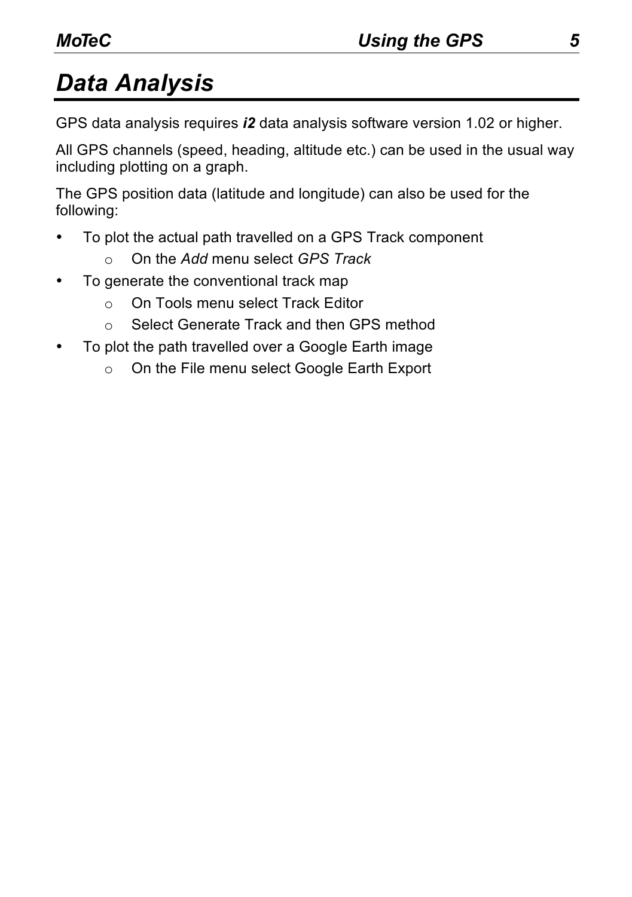# Data Analysis

GPS data analysis requires ***i2*** data analysis software version 1.02 or higher.

All GPS channels (speed, heading, altitude etc.) can be used in the usual way including plotting on a graph.

The GPS position data (latitude and longitude) can also be used for the following:

- To plot the actual path travelled on a GPS Track component
  - On the *Add* menu select *GPS Track*
- To generate the conventional track map
  - On Tools menu select Track Editor
  - Select Generate Track and then GPS method
- To plot the path travelled over a Google Earth image
  - On the File menu select Google Earth Export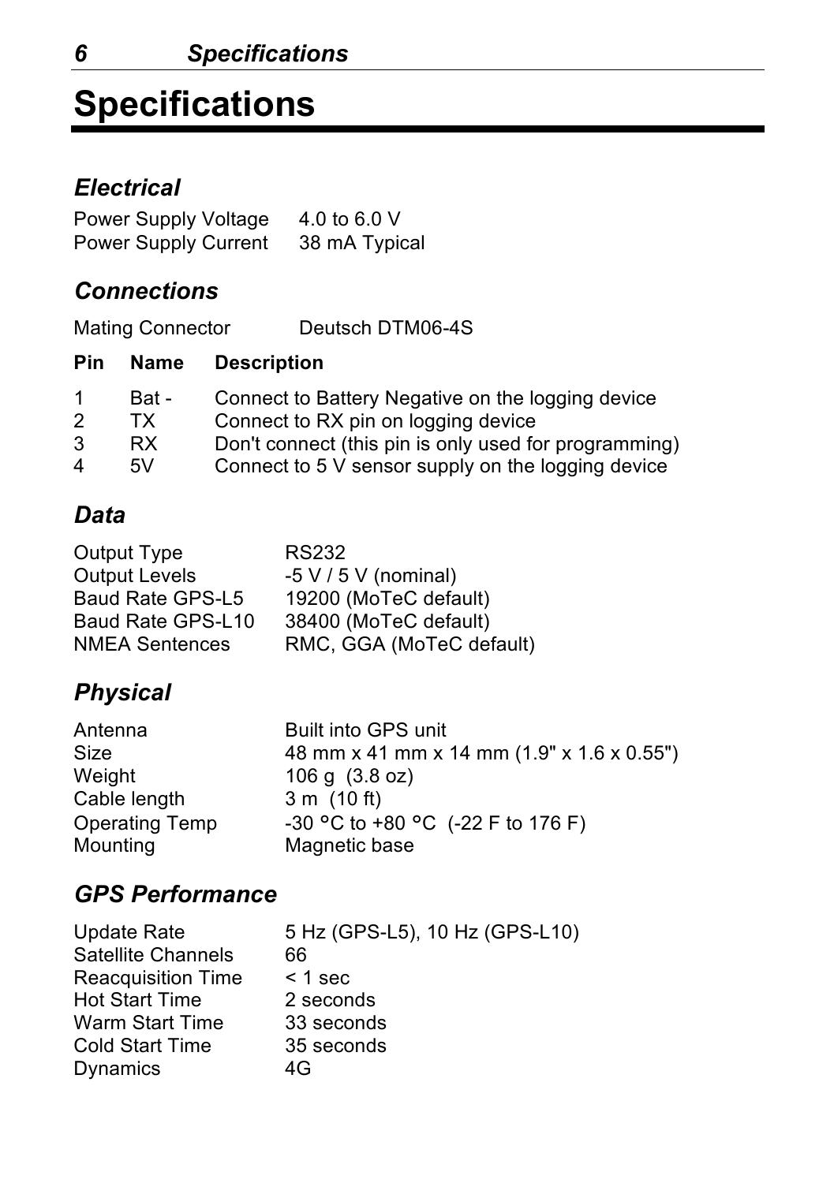# Specifications

## Electrical

| | |
|---|---|
| Power Supply Voltage | 4.0 to 6.0 V |
| Power Supply Current | 38 mA Typical |

## Connections

Mating Connector Deutsch DTM06-4S

| Pin | Name | Description |
|---|---|---|
| 1 | Bat - | Connect to Battery Negative on the logging device |
| 2 | TX | Connect to RX pin on logging device |
| 3 | RX | Don't connect (this pin is only used for programming) |
| 4 | 5V | Connect to 5 V sensor supply on the logging device |

## Data

| | |
|---|---|
| Output Type | RS232 |
| Output Levels | -5 V / 5 V (nominal) |
| Baud Rate GPS-L5 | 19200 (MoTeC default) |
| Baud Rate GPS-L10 | 38400 (MoTeC default) |
| NMEA Sentences | RMC, GGA (MoTeC default) |

## Physical

| | |
|---|---|
| Antenna | Built into GPS unit |
| Size | 48 mm x 41 mm x 14 mm (1.9" x 1.6 x 0.55") |
| Weight | 106 g (3.8 oz) |
| Cable length | 3 m (10 ft) |
| Operating Temp | -30 °C to +80 °C (-22 F to 176 F) |
| Mounting | Magnetic base |

## GPS Performance

| | |
|---|---|
| Update Rate | 5 Hz (GPS-L5), 10 Hz (GPS-L10) |
| Satellite Channels | 66 |
| Reacquisition Time | < 1 sec |
| Hot Start Time | 2 seconds |
| Warm Start Time | 33 seconds |
| Cold Start Time | 35 seconds |
| Dynamics | 4G |